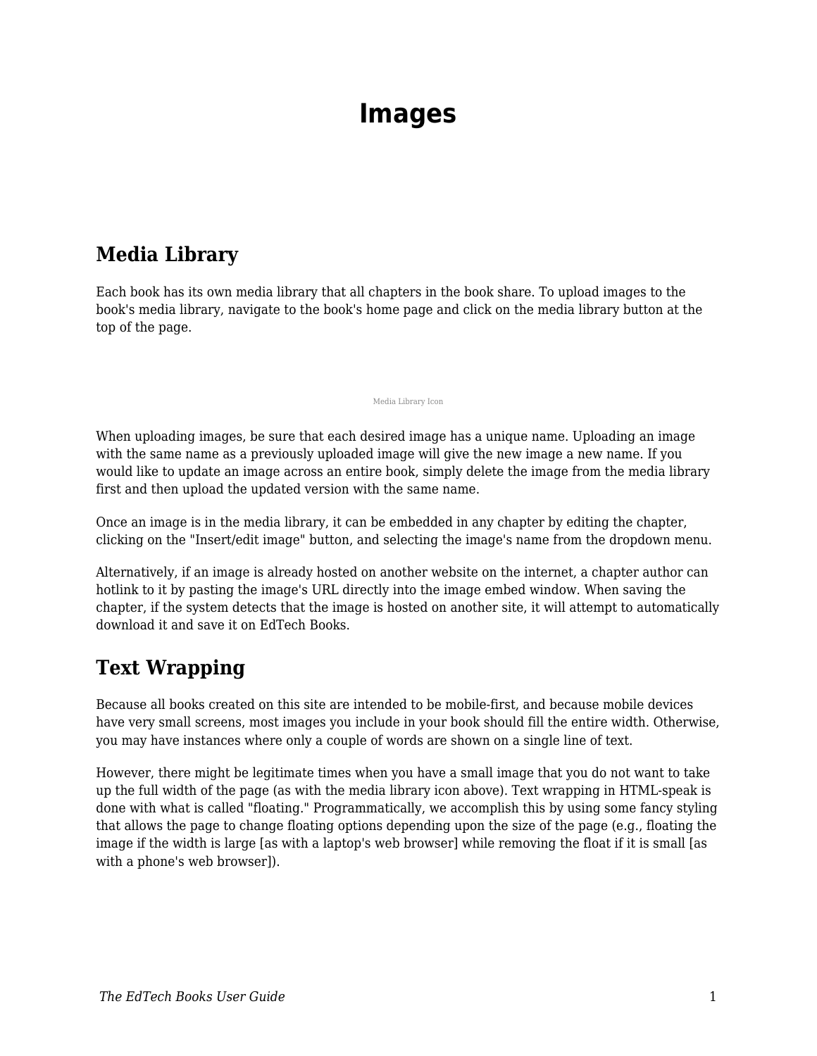# Images

## Media Library

Each book has its own media library that all chapters in the book share. To upload images to the book's media library, navigate to the book's home page and click on the media library button at the top of the page.

Media Library Icon

When uploading images, be sure that each desired image has a unique name. Uploading an image with the same name as a previously uploaded image will give the new image a new name. If you would like to update an image across an entire book, simply delete the image from the media library first and then upload the updated version with the same name.

Once an image is in the media library, it can be embedded in any chapter by editing the chapter, clicking on the "Insert/edit image" button, and selecting the image's name from the dropdown menu.

Alternatively, if an image is already hosted on another website on the internet, a chapter author can hotlink to it by pasting the image's URL directly into the image embed window. When saving the chapter, if the system detects that the image is hosted on another site, it will attempt to automatically download it and save it on EdTech Books.

## Text Wrapping

Because all books created on this site are intended to be mobile-first, and because mobile devices have very small screens, most images you include in your book should fill the entire width. Otherwise, you may have instances where only a couple of words are shown on a single line of text.

However, there might be legitimate times when you have a small image that you do not want to take up the full width of the page (as with the media library icon above). Text wrapping in HTML-speak is done with what is called "floating." Programmatically, we accomplish this by using some fancy styling that allows the page to change floating options depending upon the size of the page (e.g., floating the image if the width is large [as with a laptop's web browser] while removing the float if it is small [as with a phone's web browser]).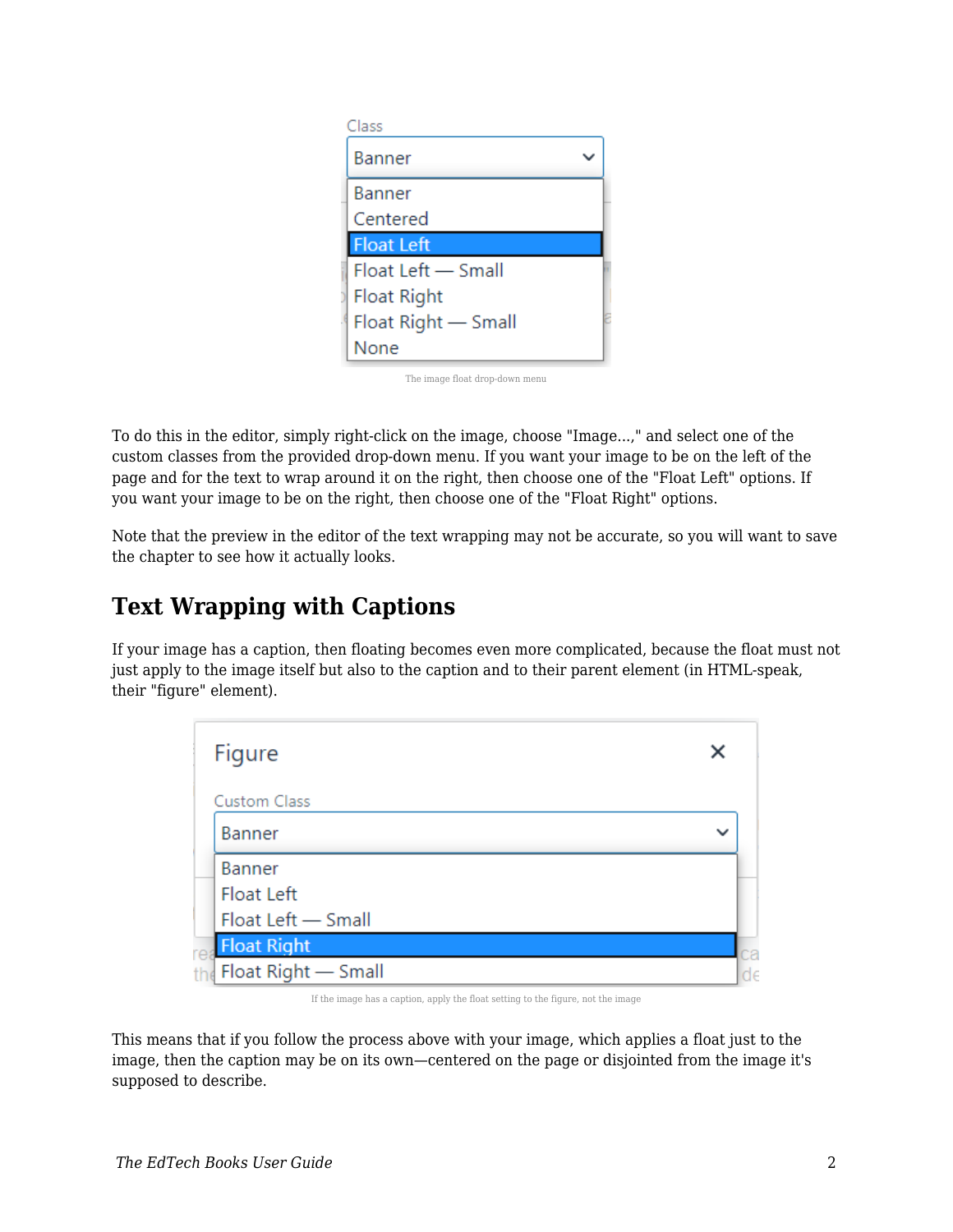The image float drop-down menu

To do this in the editor, simply right-click on the image, choose "Image...," and select one of the custom classes from the provided drop-down menu. If you want your image to be on the left of the page and for the text to wrap around it on the right, then choose one of the "Float Left" options. If you want your image to be on the right, then choose one of the "Float Right" options.

Note that the preview in the editor of the text wrapping may not be accurate, so you will want to save the chapter to see how it actually looks.

## Text Wrapping with Captions

If your image has a caption, then floating becomes even more complicated, because the float must not just apply to the image itself but also to the caption and to their parent element (in HTML-speak, their "figure" element).

If the image has a caption, apply the float setting to the figure, not the image

This means that if you follow the process above with your image, which applies a float just to the image, then the caption may be on its own—centered on the page or disjointed from the image it's supposed to describe.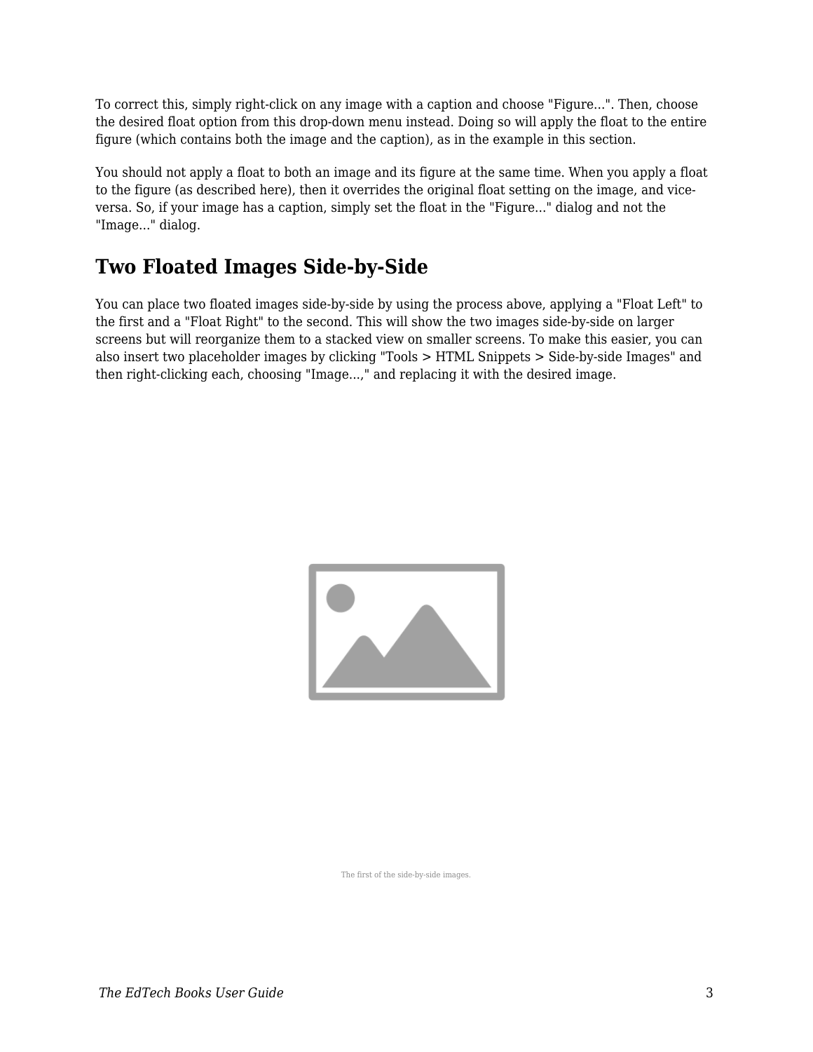To correct this, simply right-click on any image with a caption and choose "Figure...". Then, choose the desired float option from this drop-down menu instead. Doing so will apply the float to the entire figure (which contains both the image and the caption), as in the example in this section.

You should not apply a float to both an image and its figure at the same time. When you apply a float to the figure (as described here), then it overrides the original float setting on the image, and vice-versa. So, if your image has a caption, simply set the float in the "Figure..." dialog and not the "Image..." dialog.

## Two Floated Images Side-by-Side

You can place two floated images side-by-side by using the process above, applying a "Float Left" to the first and a "Float Right" to the second. This will show the two images side-by-side on larger screens but will reorganize them to a stacked view on smaller screens. To make this easier, you can also insert two placeholder images by clicking "Tools > HTML Snippets > Side-by-side Images" and then right-clicking each, choosing "Image...," and replacing it with the desired image.

The first of the side-by-side images.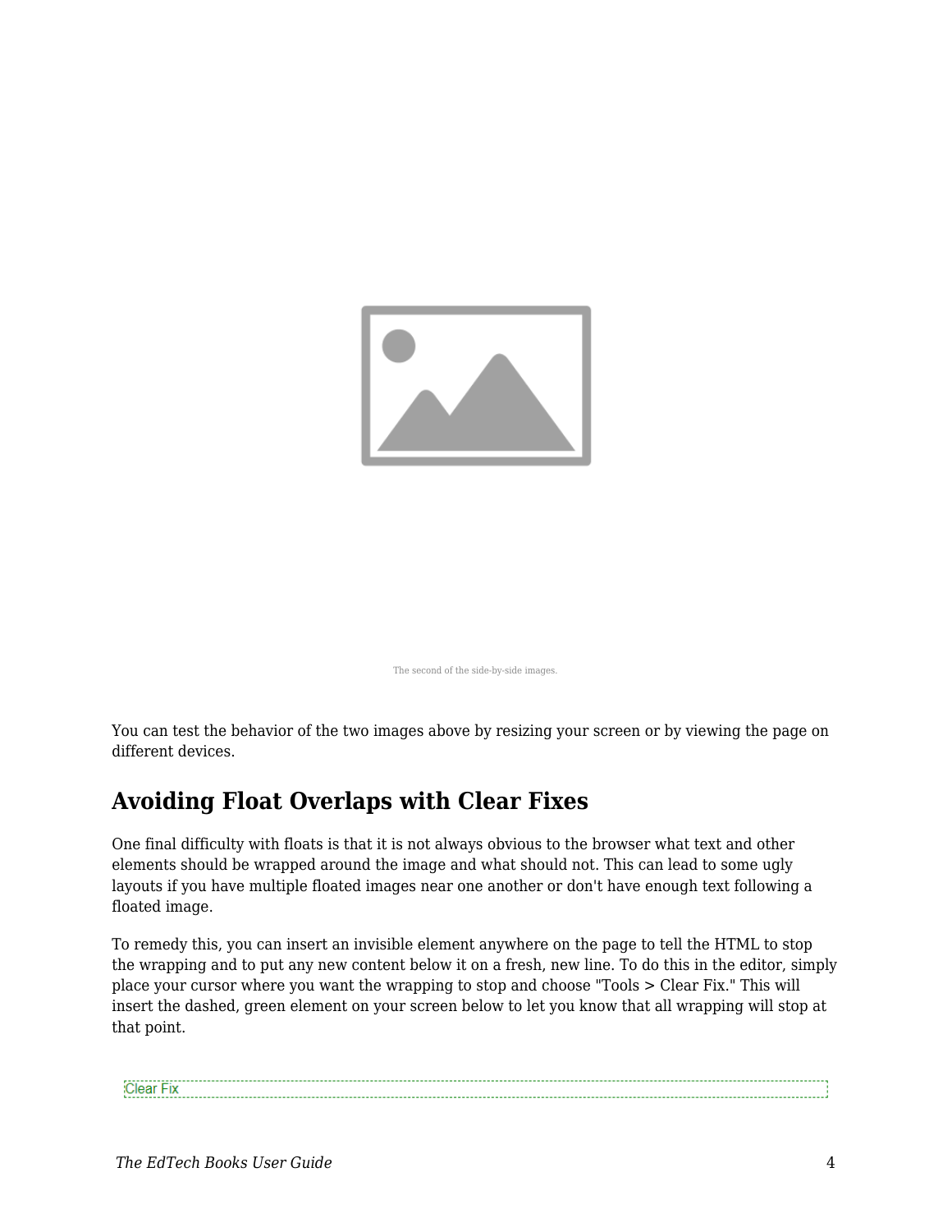The second of the side-by-side images.

You can test the behavior of the two images above by resizing your screen or by viewing the page on different devices.

## Avoiding Float Overlaps with Clear Fixes

One final difficulty with floats is that it is not always obvious to the browser what text and other elements should be wrapped around the image and what should not. This can lead to some ugly layouts if you have multiple floated images near one another or don't have enough text following a floated image.

To remedy this, you can insert an invisible element anywhere on the page to tell the HTML to stop the wrapping and to put any new content below it on a fresh, new line. To do this in the editor, simply place your cursor where you want the wrapping to stop and choose "Tools > Clear Fix." This will insert the dashed, green element on your screen below to let you know that all wrapping will stop at that point.

Clear Fix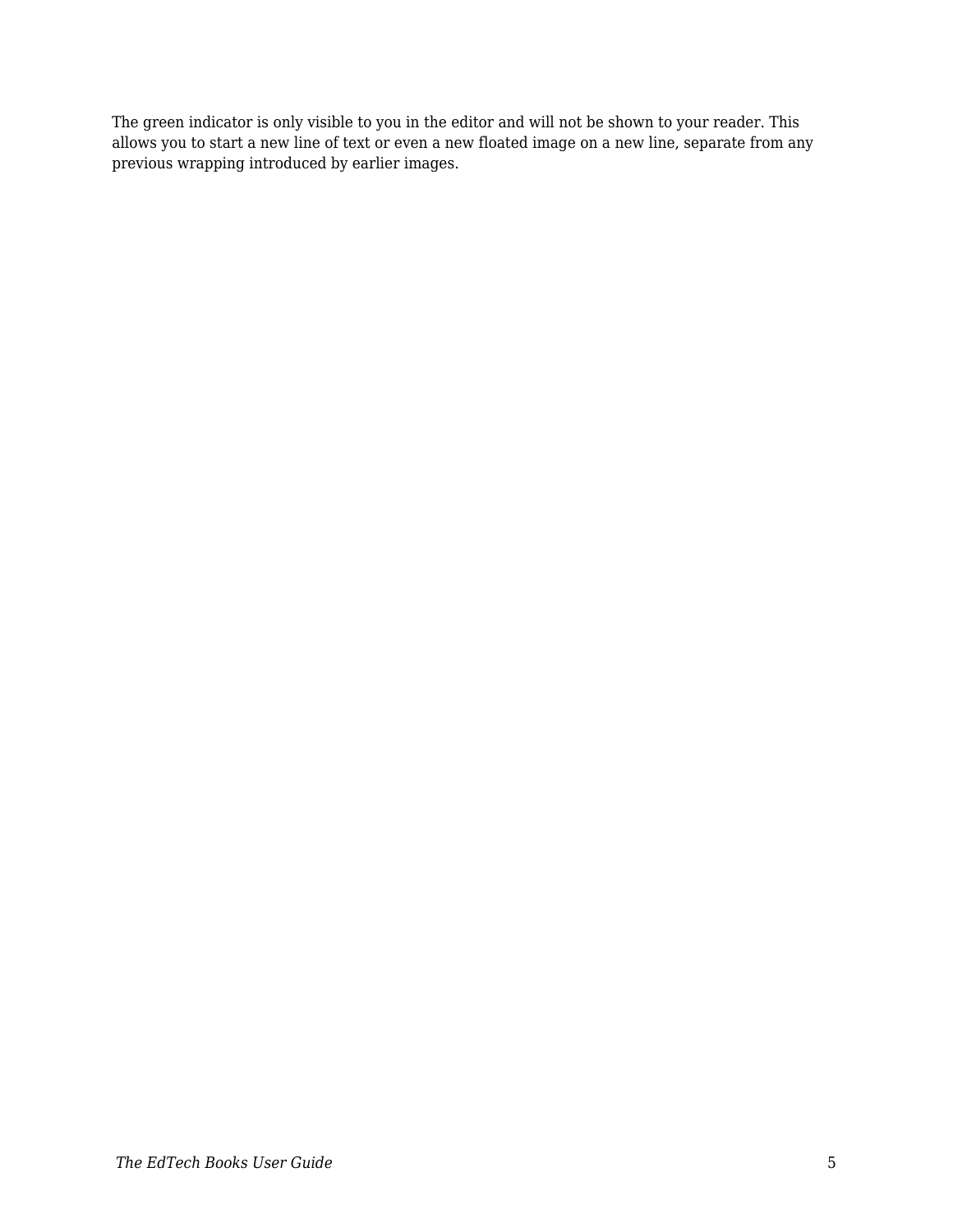The green indicator is only visible to you in the editor and will not be shown to your reader. This allows you to start a new line of text or even a new floated image on a new line, separate from any previous wrapping introduced by earlier images.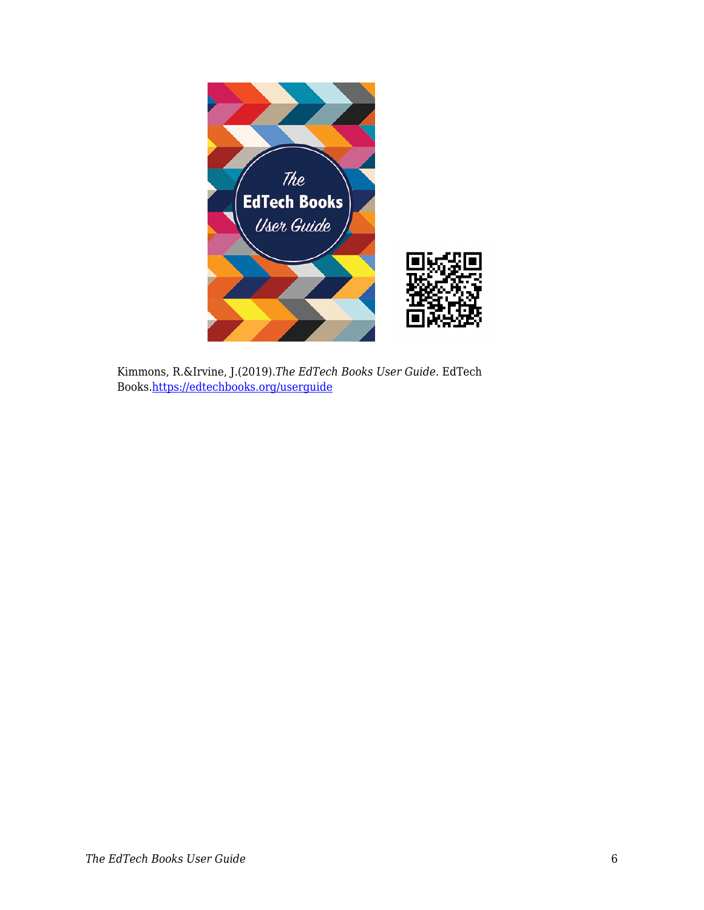Kimmons, R.&Irvine, J.(2019).*The EdTech Books User Guide*. EdTech Books.https://edtechbooks.org/userguide